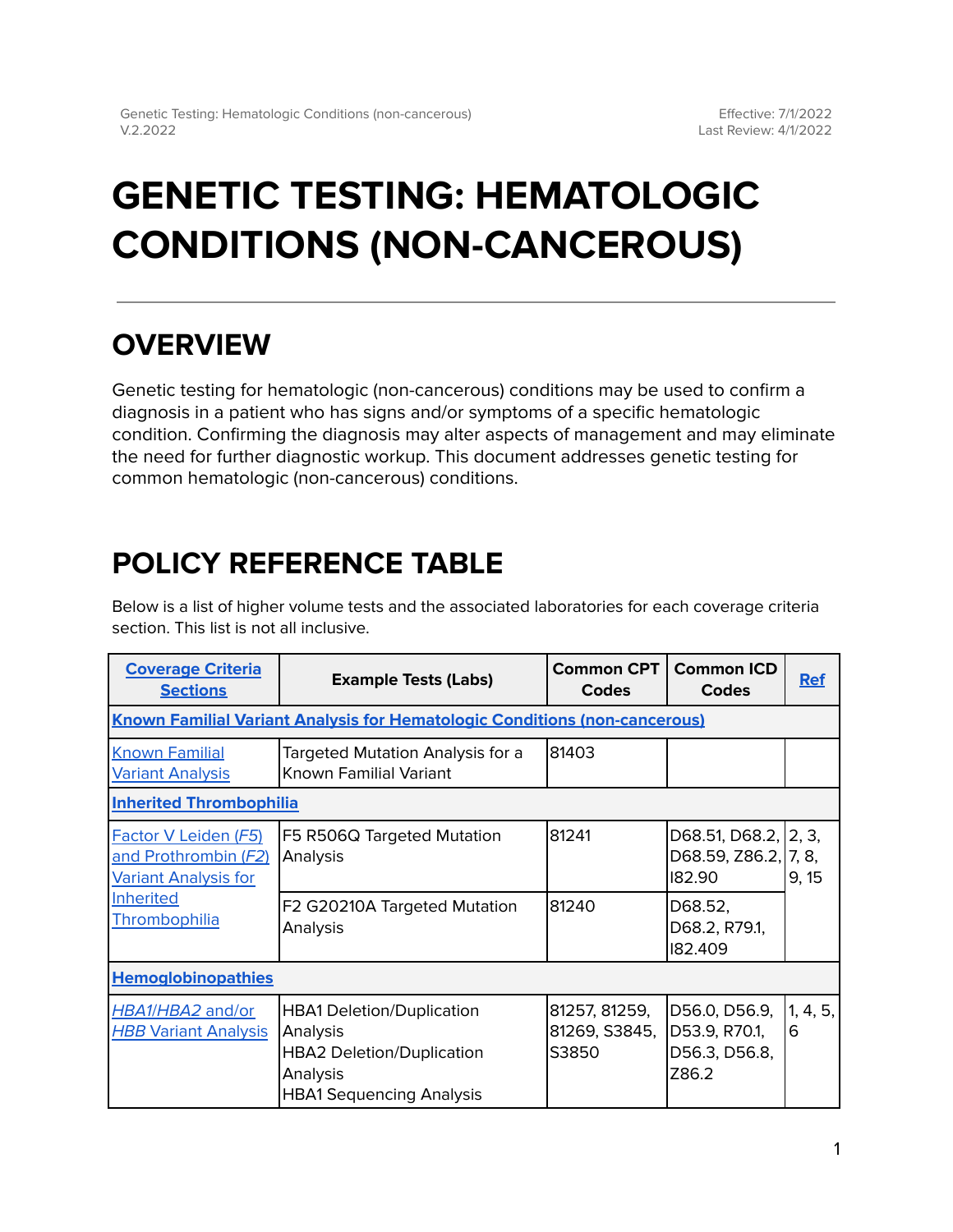# GENETIC TESTING: HEMATOLOGIC CONDITIONS (NON-CANCEROUS)

## OVERVIEW

Genetic testing for hematologic (non-cancerous) conditions may be used to confirm a diagnosis in a patient who has signs and/or symptoms of a specific hematologic condition. Confirming the diagnosis may alter aspects of management and may eliminate the need for further diagnostic workup. This document addresses genetic testing for common hematologic (non-cancerous) conditions.

## POLICY REFERENCE TABLE

Below is a list of higher volume tests and the associated laboratories for each coverage criteria section. This list is not all inclusive.

| Coverage Criteria Sections | Example Tests (Labs) | Common CPT Codes | Common ICD Codes | Ref |
|---|---|---|---|---|
| **Known Familial Variant Analysis for Hematologic Conditions (non-cancerous)** | | | | |
| Known Familial Variant Analysis | Targeted Mutation Analysis for a Known Familial Variant | 81403 | | |
| **Inherited Thrombophilia** | | | | |
| Factor V Leiden (*F5*) and Prothrombin (*F2*) Variant Analysis for Inherited Thrombophilia | F5 R506Q Targeted Mutation Analysis | 81241 | D68.51, D68.2, D68.59, Z86.2, I82.90 | 2, 3, 7, 8, 9, 15 |
| | F2 G20210A Targeted Mutation Analysis | 81240 | D68.52, D68.2, R79.1, I82.409 | |
| **Hemoglobinopathies** | | | | |
| *HBA1/HBA2* and/or *HBB* Variant Analysis | HBA1 Deletion/Duplication Analysis<br>HBA2 Deletion/Duplication Analysis<br>HBA1 Sequencing Analysis | 81257, 81259, 81269, S3845, S3850 | D56.0, D56.9, D53.9, R70.1, D56.3, D56.8, Z86.2 | 1, 4, 5, 6 |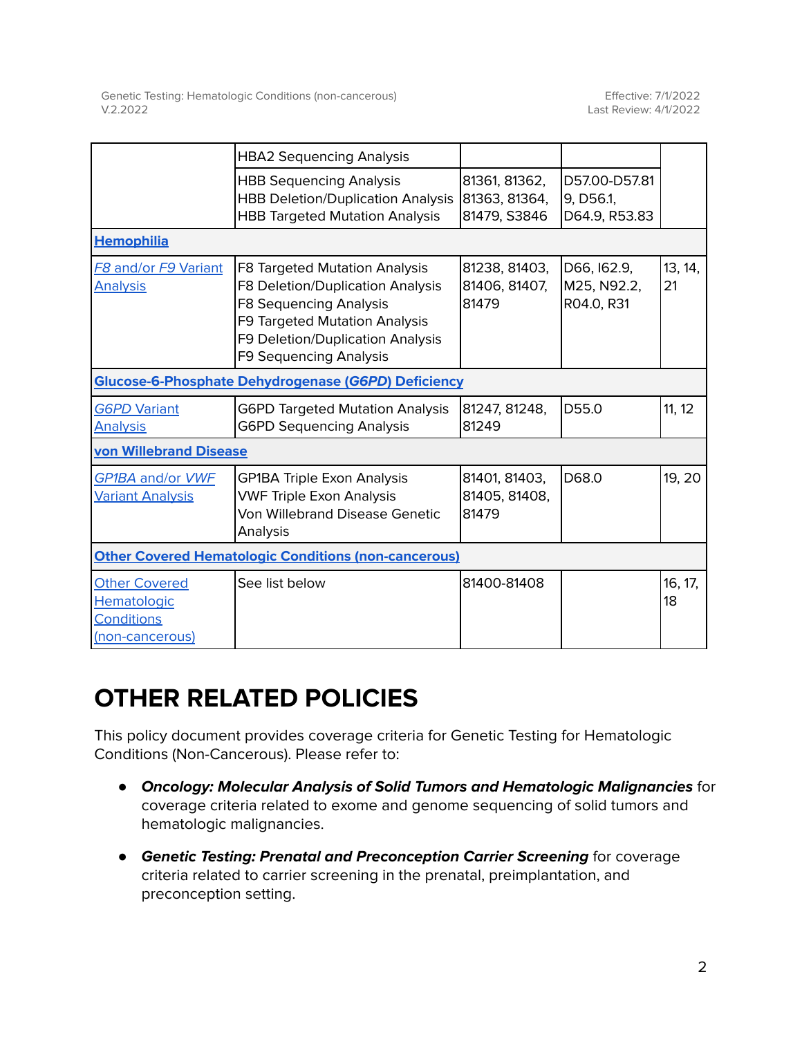| | | | | |
|---|---|---|---|---|
| | HBA2 Sequencing Analysis | | | |
| | HBB Sequencing Analysis<br>HBB Deletion/Duplication Analysis<br>HBB Targeted Mutation Analysis | 81361, 81362, 81363, 81364, 81479, S3846 | D57.00-D57.819, D56.1, D64.9, R53.83 | |
| **Hemophilia** | | | | |
| *F8* and/or *F9* Variant Analysis | F8 Targeted Mutation Analysis<br>F8 Deletion/Duplication Analysis<br>F8 Sequencing Analysis<br>F9 Targeted Mutation Analysis<br>F9 Deletion/Duplication Analysis<br>F9 Sequencing Analysis | 81238, 81403, 81406, 81407, 81479 | D66, I62.9, M25, N92.2, R04.0, R31 | 13, 14, 21 |
| **Glucose-6-Phosphate Dehydrogenase (*G6PD*) Deficiency** | | | | |
| *G6PD* Variant Analysis | G6PD Targeted Mutation Analysis<br>G6PD Sequencing Analysis | 81247, 81248, 81249 | D55.0 | 11, 12 |
| **von Willebrand Disease** | | | | |
| *GP1BA* and/or *VWF* Variant Analysis | GP1BA Triple Exon Analysis<br>VWF Triple Exon Analysis<br>Von Willebrand Disease Genetic Analysis | 81401, 81403, 81405, 81408, 81479 | D68.0 | 19, 20 |
| **Other Covered Hematologic Conditions (non-cancerous)** | | | | |
| Other Covered Hematologic Conditions (non-cancerous) | See list below | 81400-81408 | | 16, 17, 18 |

# OTHER RELATED POLICIES

This policy document provides coverage criteria for Genetic Testing for Hematologic Conditions (Non-Cancerous). Please refer to:

- ***Oncology: Molecular Analysis of Solid Tumors and Hematologic Malignancies*** for coverage criteria related to exome and genome sequencing of solid tumors and hematologic malignancies.
- ***Genetic Testing: Prenatal and Preconception Carrier Screening*** for coverage criteria related to carrier screening in the prenatal, preimplantation, and preconception setting.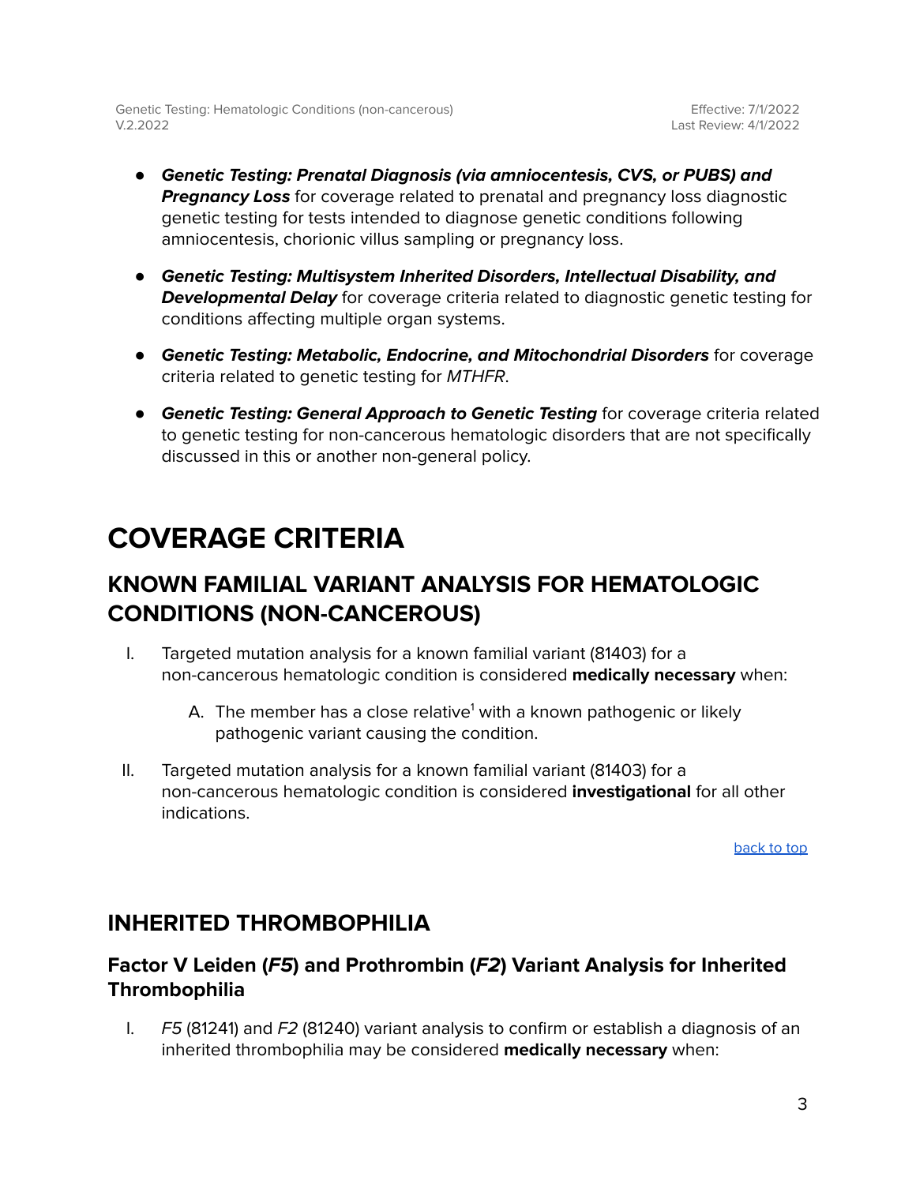- ***Genetic Testing: Prenatal Diagnosis (via amniocentesis, CVS, or PUBS) and Pregnancy Loss*** for coverage related to prenatal and pregnancy loss diagnostic genetic testing for tests intended to diagnose genetic conditions following amniocentesis, chorionic villus sampling or pregnancy loss.

- ***Genetic Testing: Multisystem Inherited Disorders, Intellectual Disability, and Developmental Delay*** for coverage criteria related to diagnostic genetic testing for conditions affecting multiple organ systems.

- ***Genetic Testing: Metabolic, Endocrine, and Mitochondrial Disorders*** for coverage criteria related to genetic testing for *MTHFR*.

- ***Genetic Testing: General Approach to Genetic Testing*** for coverage criteria related to genetic testing for non-cancerous hematologic disorders that are not specifically discussed in this or another non-general policy.

# COVERAGE CRITERIA

## KNOWN FAMILIAL VARIANT ANALYSIS FOR HEMATOLOGIC CONDITIONS (NON-CANCEROUS)

I. Targeted mutation analysis for a known familial variant (81403) for a non-cancerous hematologic condition is considered **medically necessary** when:

   A. The member has a close relative[1] with a known pathogenic or likely pathogenic variant causing the condition.

II. Targeted mutation analysis for a known familial variant (81403) for a non-cancerous hematologic condition is considered **investigational** for all other indications.

back to top

## INHERITED THROMBOPHILIA

### Factor V Leiden (*F5*) and Prothrombin (*F2*) Variant Analysis for Inherited Thrombophilia

I. *F5* (81241) and *F2* (81240) variant analysis to confirm or establish a diagnosis of an inherited thrombophilia may be considered **medically necessary** when: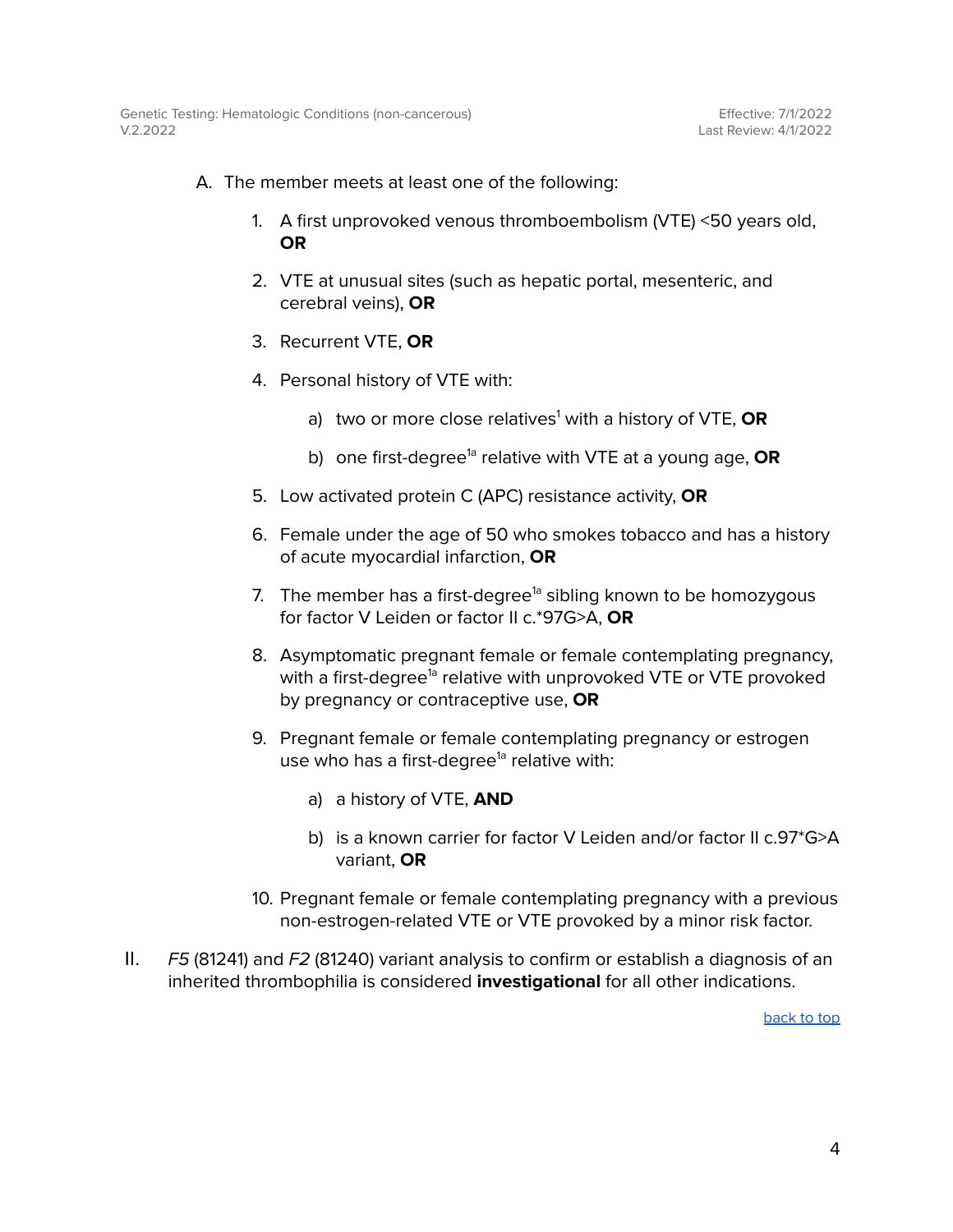A. The member meets at least one of the following:

   1. A first unprovoked venous thromboembolism (VTE) <50 years old, **OR**

   2. VTE at unusual sites (such as hepatic portal, mesenteric, and cerebral veins), **OR**

   3. Recurrent VTE, **OR**

   4. Personal history of VTE with:

      a) two or more close relatives[1] with a history of VTE, **OR**

      b) one first-degree[1a] relative with VTE at a young age, **OR**

   5. Low activated protein C (APC) resistance activity, **OR**

   6. Female under the age of 50 who smokes tobacco and has a history of acute myocardial infarction, **OR**

   7. The member has a first-degree[1a] sibling known to be homozygous for factor V Leiden or factor II c.*97G>A, **OR**

   8. Asymptomatic pregnant female or female contemplating pregnancy, with a first-degree[1a] relative with unprovoked VTE or VTE provoked by pregnancy or contraceptive use, **OR**

   9. Pregnant female or female contemplating pregnancy or estrogen use who has a first-degree[1a] relative with:

      a) a history of VTE, **AND**

      b) is a known carrier for factor V Leiden and/or factor II c.97*G>A variant, **OR**

   10. Pregnant female or female contemplating pregnancy with a previous non-estrogen-related VTE or VTE provoked by a minor risk factor.

II. *F5* (81241) and *F2* (81240) variant analysis to confirm or establish a diagnosis of an inherited thrombophilia is considered **investigational** for all other indications.

back to top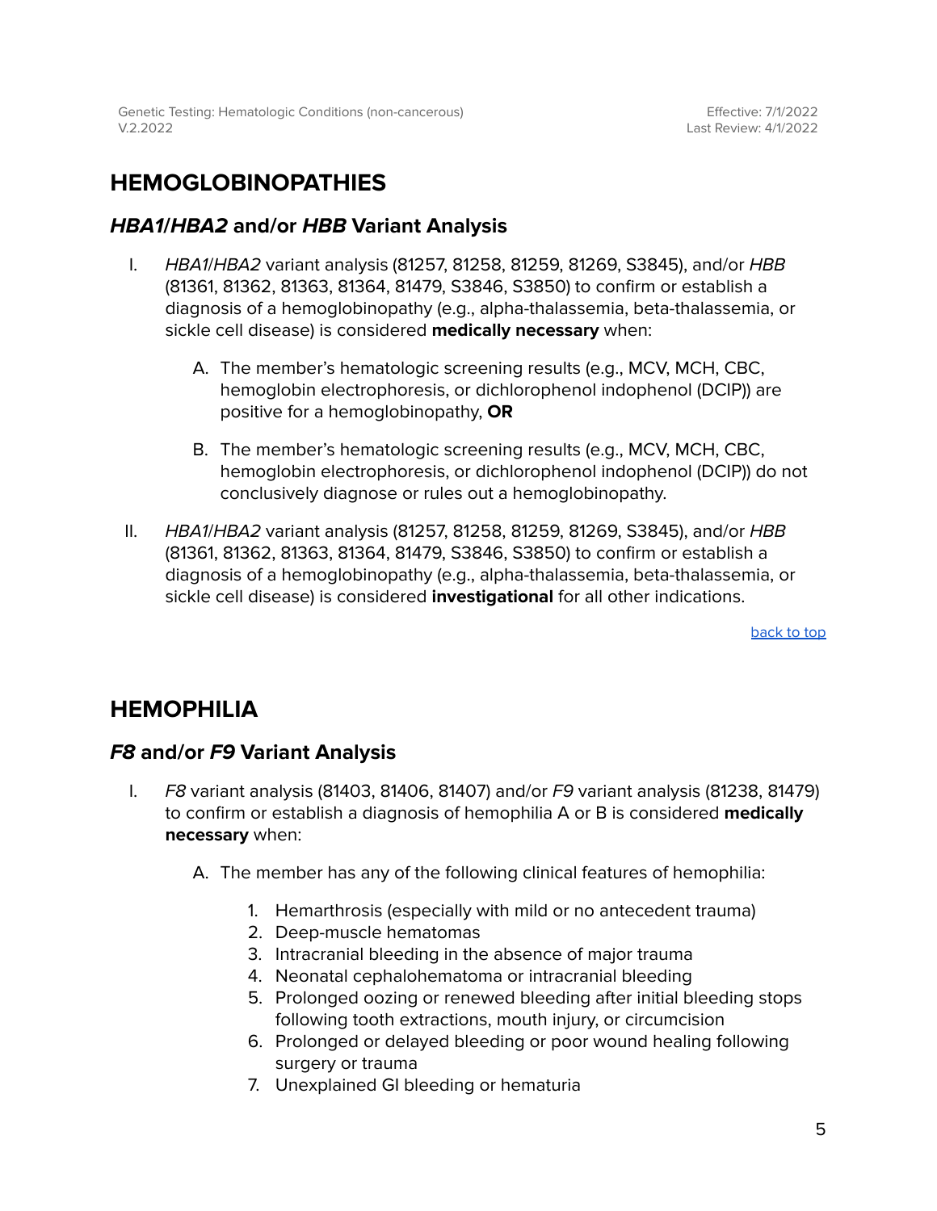# HEMOGLOBINOPATHIES

## *HBA1/HBA2* and/or *HBB* Variant Analysis

I. *HBA1/HBA2* variant analysis (81257, 81258, 81259, 81269, S3845), and/or *HBB* (81361, 81362, 81363, 81364, 81479, S3846, S3850) to confirm or establish a diagnosis of a hemoglobinopathy (e.g., alpha-thalassemia, beta-thalassemia, or sickle cell disease) is considered **medically necessary** when:

   A. The member's hematologic screening results (e.g., MCV, MCH, CBC, hemoglobin electrophoresis, or dichlorophenol indophenol (DCIP)) are positive for a hemoglobinopathy, **OR**

   B. The member's hematologic screening results (e.g., MCV, MCH, CBC, hemoglobin electrophoresis, or dichlorophenol indophenol (DCIP)) do not conclusively diagnose or rules out a hemoglobinopathy.

II. *HBA1/HBA2* variant analysis (81257, 81258, 81259, 81269, S3845), and/or *HBB* (81361, 81362, 81363, 81364, 81479, S3846, S3850) to confirm or establish a diagnosis of a hemoglobinopathy (e.g., alpha-thalassemia, beta-thalassemia, or sickle cell disease) is considered **investigational** for all other indications.

back to top

# HEMOPHILIA

## *F8* and/or *F9* Variant Analysis

I. *F8* variant analysis (81403, 81406, 81407) and/or *F9* variant analysis (81238, 81479) to confirm or establish a diagnosis of hemophilia A or B is considered **medically necessary** when:

   A. The member has any of the following clinical features of hemophilia:

      1. Hemarthrosis (especially with mild or no antecedent trauma)
      2. Deep-muscle hematomas
      3. Intracranial bleeding in the absence of major trauma
      4. Neonatal cephalohematoma or intracranial bleeding
      5. Prolonged oozing or renewed bleeding after initial bleeding stops following tooth extractions, mouth injury, or circumcision
      6. Prolonged or delayed bleeding or poor wound healing following surgery or trauma
      7. Unexplained GI bleeding or hematuria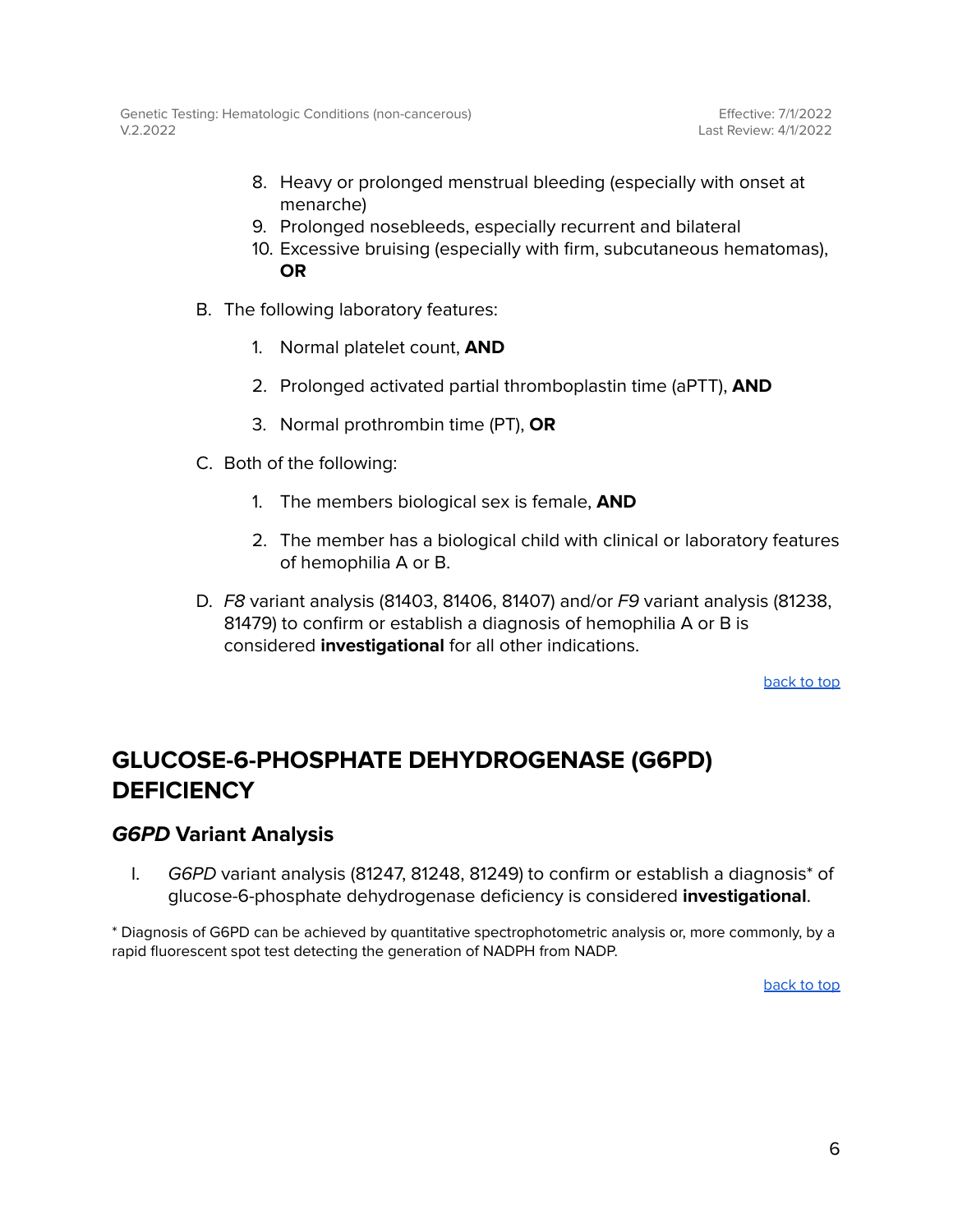8. Heavy or prolonged menstrual bleeding (especially with onset at menarche)
9. Prolonged nosebleeds, especially recurrent and bilateral
10. Excessive bruising (especially with firm, subcutaneous hematomas), **OR**

B. The following laboratory features:

   1. Normal platelet count, **AND**
   2. Prolonged activated partial thromboplastin time (aPTT), **AND**
   3. Normal prothrombin time (PT), **OR**

C. Both of the following:

   1. The members biological sex is female, **AND**
   2. The member has a biological child with clinical or laboratory features of hemophilia A or B.

D. *F8* variant analysis (81403, 81406, 81407) and/or *F9* variant analysis (81238, 81479) to confirm or establish a diagnosis of hemophilia A or B is considered **investigational** for all other indications.

back to top

# GLUCOSE-6-PHOSPHATE DEHYDROGENASE (G6PD) DEFICIENCY

## *G6PD* Variant Analysis

I. *G6PD* variant analysis (81247, 81248, 81249) to confirm or establish a diagnosis* of glucose-6-phosphate dehydrogenase deficiency is considered **investigational**.

* Diagnosis of G6PD can be achieved by quantitative spectrophotometric analysis or, more commonly, by a rapid fluorescent spot test detecting the generation of NADPH from NADP.

back to top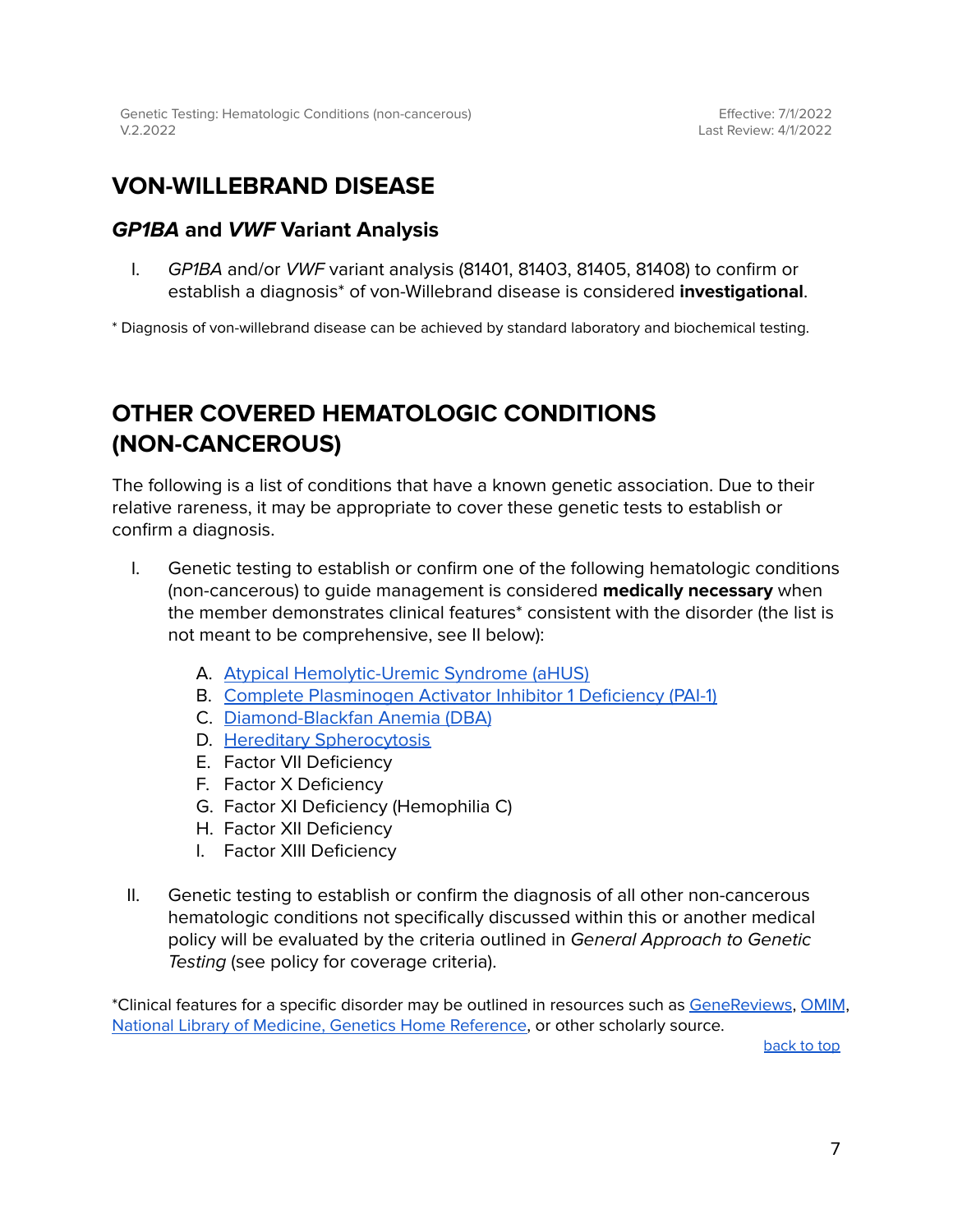## VON-WILLEBRAND DISEASE

### *GP1BA* and *VWF* Variant Analysis

I. *GP1BA* and/or *VWF* variant analysis (81401, 81403, 81405, 81408) to confirm or establish a diagnosis* of von-Willebrand disease is considered **investigational**.

* Diagnosis of von-willebrand disease can be achieved by standard laboratory and biochemical testing.

## OTHER COVERED HEMATOLOGIC CONDITIONS (NON-CANCEROUS)

The following is a list of conditions that have a known genetic association. Due to their relative rareness, it may be appropriate to cover these genetic tests to establish or confirm a diagnosis.

I. Genetic testing to establish or confirm one of the following hematologic conditions (non-cancerous) to guide management is considered **medically necessary** when the member demonstrates clinical features* consistent with the disorder (the list is not meant to be comprehensive, see II below):

   A. Atypical Hemolytic-Uremic Syndrome (aHUS)
   B. Complete Plasminogen Activator Inhibitor 1 Deficiency (PAI-1)
   C. Diamond-Blackfan Anemia (DBA)
   D. Hereditary Spherocytosis
   E. Factor VII Deficiency
   F. Factor X Deficiency
   G. Factor XI Deficiency (Hemophilia C)
   H. Factor XII Deficiency
   I. Factor XIII Deficiency

II. Genetic testing to establish or confirm the diagnosis of all other non-cancerous hematologic conditions not specifically discussed within this or another medical policy will be evaluated by the criteria outlined in *General Approach to Genetic Testing* (see policy for coverage criteria).

*Clinical features for a specific disorder may be outlined in resources such as GeneReviews, OMIM, National Library of Medicine, Genetics Home Reference, or other scholarly source.

back to top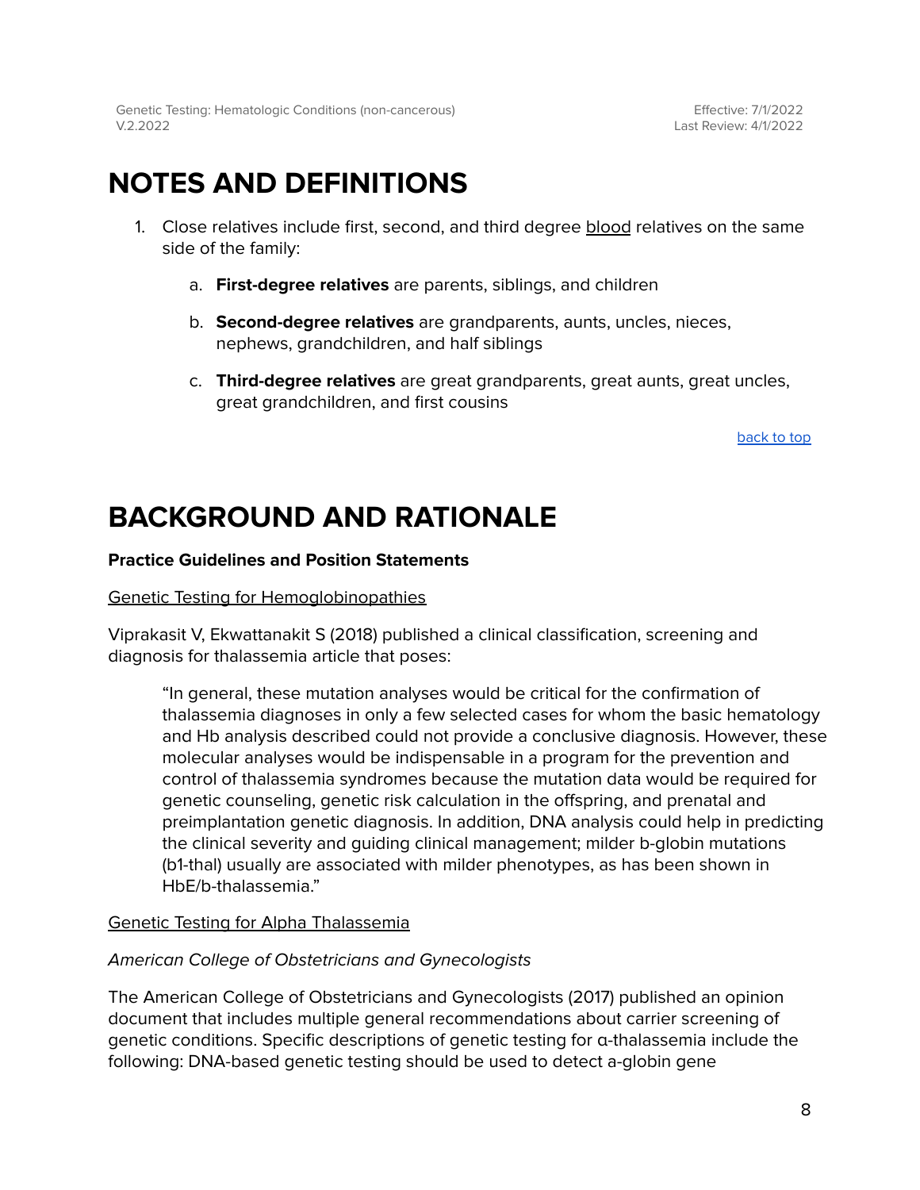# NOTES AND DEFINITIONS

1. Close relatives include first, second, and third degree blood relatives on the same side of the family:

    a. **First-degree relatives** are parents, siblings, and children

    b. **Second-degree relatives** are grandparents, aunts, uncles, nieces, nephews, grandchildren, and half siblings

    c. **Third-degree relatives** are great grandparents, great aunts, great uncles, great grandchildren, and first cousins

back to top

# BACKGROUND AND RATIONALE

**Practice Guidelines and Position Statements**

Genetic Testing for Hemoglobinopathies

Viprakasit V, Ekwattanakit S (2018) published a clinical classification, screening and diagnosis for thalassemia article that poses:

> "In general, these mutation analyses would be critical for the confirmation of thalassemia diagnoses in only a few selected cases for whom the basic hematology and Hb analysis described could not provide a conclusive diagnosis. However, these molecular analyses would be indispensable in a program for the prevention and control of thalassemia syndromes because the mutation data would be required for genetic counseling, genetic risk calculation in the offspring, and prenatal and preimplantation genetic diagnosis. In addition, DNA analysis could help in predicting the clinical severity and guiding clinical management; milder b-globin mutations (b1-thal) usually are associated with milder phenotypes, as has been shown in HbE/b-thalassemia."

Genetic Testing for Alpha Thalassemia

*American College of Obstetricians and Gynecologists*

The American College of Obstetricians and Gynecologists (2017) published an opinion document that includes multiple general recommendations about carrier screening of genetic conditions. Specific descriptions of genetic testing for α-thalassemia include the following: DNA-based genetic testing should be used to detect a-globin gene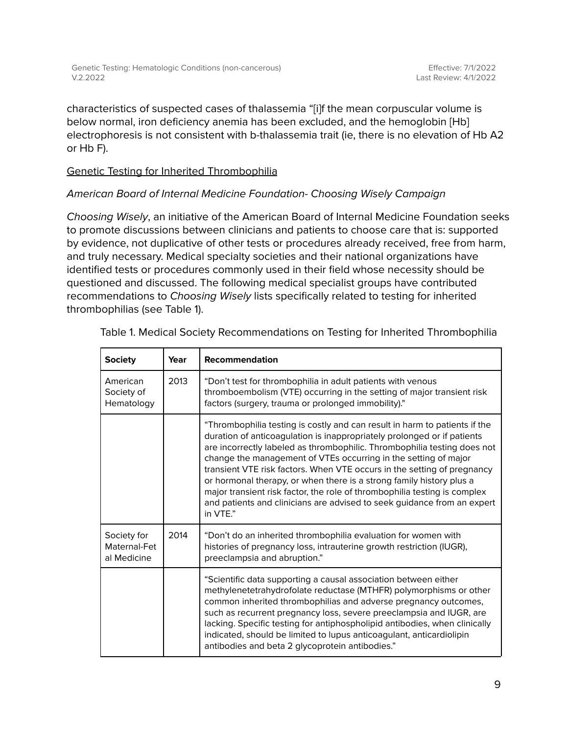characteristics of suspected cases of thalassemia "[i]f the mean corpuscular volume is below normal, iron deficiency anemia has been excluded, and the hemoglobin [Hb] electrophoresis is not consistent with b-thalassemia trait (ie, there is no elevation of Hb A2 or Hb F).

Genetic Testing for Inherited Thrombophilia

*American Board of Internal Medicine Foundation- Choosing Wisely Campaign*

*Choosing Wisely*, an initiative of the American Board of Internal Medicine Foundation seeks to promote discussions between clinicians and patients to choose care that is: supported by evidence, not duplicative of other tests or procedures already received, free from harm, and truly necessary. Medical specialty societies and their national organizations have identified tests or procedures commonly used in their field whose necessity should be questioned and discussed. The following medical specialist groups have contributed recommendations to *Choosing Wisely* lists specifically related to testing for inherited thrombophilias (see Table 1).

Table 1. Medical Society Recommendations on Testing for Inherited Thrombophilia

| Society | Year | Recommendation |
| --- | --- | --- |
| American Society of Hematology | 2013 | "Don't test for thrombophilia in adult patients with venous thromboembolism (VTE) occurring in the setting of major transient risk factors (surgery, trauma or prolonged immobility)." |
| | | "Thrombophilia testing is costly and can result in harm to patients if the duration of anticoagulation is inappropriately prolonged or if patients are incorrectly labeled as thrombophilic. Thrombophilia testing does not change the management of VTEs occurring in the setting of major transient VTE risk factors. When VTE occurs in the setting of pregnancy or hormonal therapy, or when there is a strong family history plus a major transient risk factor, the role of thrombophilia testing is complex and patients and clinicians are advised to seek guidance from an expert in VTE." |
| Society for Maternal-Fetal Medicine | 2014 | "Don't do an inherited thrombophilia evaluation for women with histories of pregnancy loss, intrauterine growth restriction (IUGR), preeclampsia and abruption." |
| | | "Scientific data supporting a causal association between either methylenetetrahydrofolate reductase (MTHFR) polymorphisms or other common inherited thrombophilias and adverse pregnancy outcomes, such as recurrent pregnancy loss, severe preeclampsia and IUGR, are lacking. Specific testing for antiphospholipid antibodies, when clinically indicated, should be limited to lupus anticoagulant, anticardiolipin antibodies and beta 2 glycoprotein antibodies." |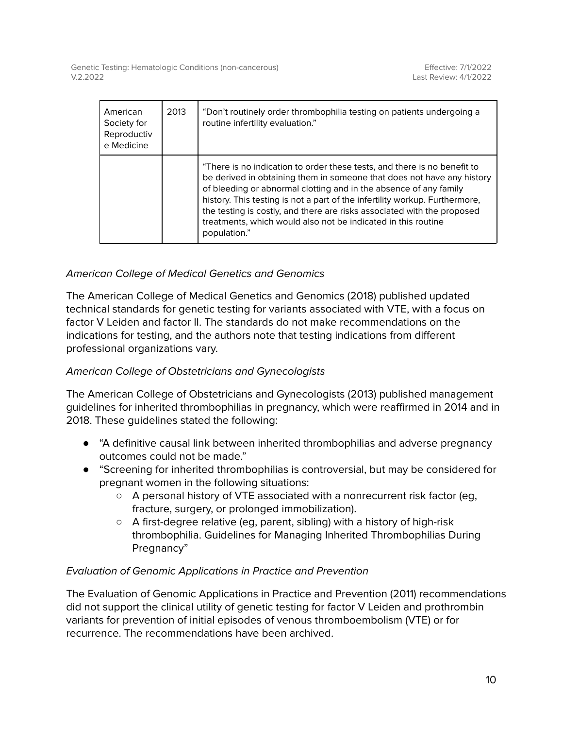| American Society for Reproductive Medicine | 2013 | "Don't routinely order thrombophilia testing on patients undergoing a routine infertility evaluation." |
| --- | --- | --- |
| | | "There is no indication to order these tests, and there is no benefit to be derived in obtaining them in someone that does not have any history of bleeding or abnormal clotting and in the absence of any family history. This testing is not a part of the infertility workup. Furthermore, the testing is costly, and there are risks associated with the proposed treatments, which would also not be indicated in this routine population." |

*American College of Medical Genetics and Genomics*

The American College of Medical Genetics and Genomics (2018) published updated technical standards for genetic testing for variants associated with VTE, with a focus on factor V Leiden and factor II. The standards do not make recommendations on the indications for testing, and the authors note that testing indications from different professional organizations vary.

*American College of Obstetricians and Gynecologists*

The American College of Obstetricians and Gynecologists (2013) published management guidelines for inherited thrombophilias in pregnancy, which were reaffirmed in 2014 and in 2018. These guidelines stated the following:

- "A definitive causal link between inherited thrombophilias and adverse pregnancy outcomes could not be made."
- "Screening for inherited thrombophilias is controversial, but may be considered for pregnant women in the following situations:
  - A personal history of VTE associated with a nonrecurrent risk factor (eg, fracture, surgery, or prolonged immobilization).
  - A first-degree relative (eg, parent, sibling) with a history of high-risk thrombophilia. Guidelines for Managing Inherited Thrombophilias During Pregnancy"

*Evaluation of Genomic Applications in Practice and Prevention*

The Evaluation of Genomic Applications in Practice and Prevention (2011) recommendations did not support the clinical utility of genetic testing for factor V Leiden and prothrombin variants for prevention of initial episodes of venous thromboembolism (VTE) or for recurrence. The recommendations have been archived.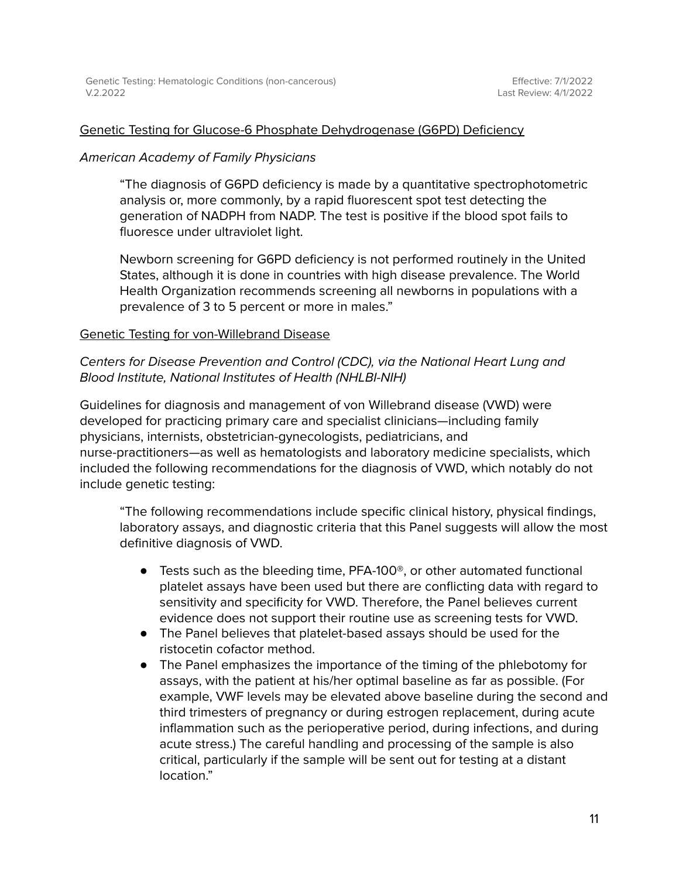## Genetic Testing for Glucose-6 Phosphate Dehydrogenase (G6PD) Deficiency

*American Academy of Family Physicians*

> "The diagnosis of G6PD deficiency is made by a quantitative spectrophotometric analysis or, more commonly, by a rapid fluorescent spot test detecting the generation of NADPH from NADP. The test is positive if the blood spot fails to fluoresce under ultraviolet light.
>
> Newborn screening for G6PD deficiency is not performed routinely in the United States, although it is done in countries with high disease prevalence. The World Health Organization recommends screening all newborns in populations with a prevalence of 3 to 5 percent or more in males."

## Genetic Testing for von-Willebrand Disease

*Centers for Disease Prevention and Control (CDC), via the National Heart Lung and Blood Institute, National Institutes of Health (NHLBI-NIH)*

Guidelines for diagnosis and management of von Willebrand disease (VWD) were developed for practicing primary care and specialist clinicians—including family physicians, internists, obstetrician-gynecologists, pediatricians, and nurse-practitioners—as well as hematologists and laboratory medicine specialists, which included the following recommendations for the diagnosis of VWD, which notably do not include genetic testing:

> "The following recommendations include specific clinical history, physical findings, laboratory assays, and diagnostic criteria that this Panel suggests will allow the most definitive diagnosis of VWD.
>
> - Tests such as the bleeding time, PFA-100®, or other automated functional platelet assays have been used but there are conflicting data with regard to sensitivity and specificity for VWD. Therefore, the Panel believes current evidence does not support their routine use as screening tests for VWD.
> - The Panel believes that platelet-based assays should be used for the ristocetin cofactor method.
> - The Panel emphasizes the importance of the timing of the phlebotomy for assays, with the patient at his/her optimal baseline as far as possible. (For example, VWF levels may be elevated above baseline during the second and third trimesters of pregnancy or during estrogen replacement, during acute inflammation such as the perioperative period, during infections, and during acute stress.) The careful handling and processing of the sample is also critical, particularly if the sample will be sent out for testing at a distant location."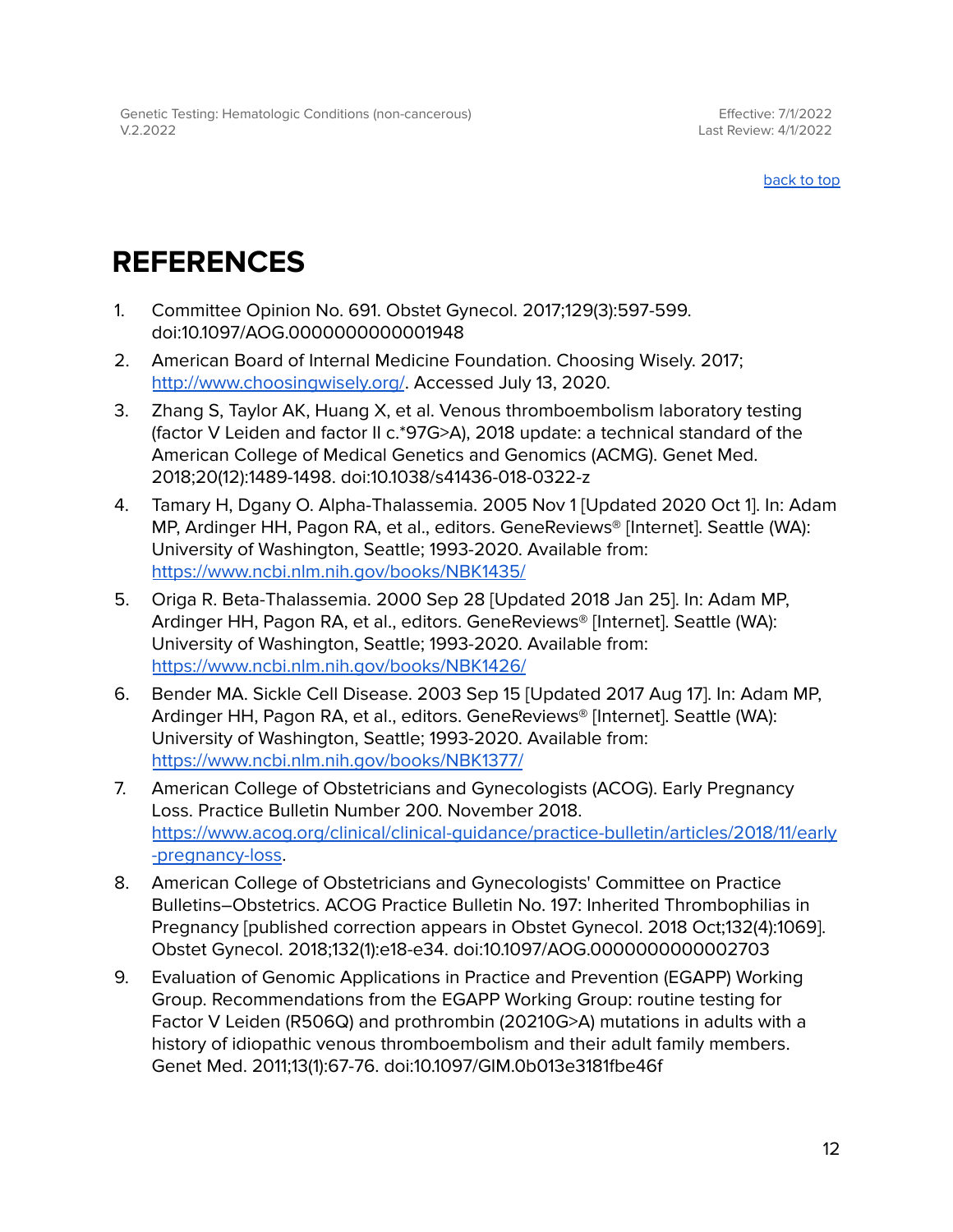[back to top](#)

# REFERENCES

1. Committee Opinion No. 691. Obstet Gynecol. 2017;129(3):597-599. doi:10.1097/AOG.0000000000001948
2. American Board of Internal Medicine Foundation. Choosing Wisely. 2017; [http://www.choosingwisely.org/](http://www.choosingwisely.org/). Accessed July 13, 2020.
3. Zhang S, Taylor AK, Huang X, et al. Venous thromboembolism laboratory testing (factor V Leiden and factor II c.*97G>A), 2018 update: a technical standard of the American College of Medical Genetics and Genomics (ACMG). Genet Med. 2018;20(12):1489-1498. doi:10.1038/s41436-018-0322-z
4. Tamary H, Dgany O. Alpha-Thalassemia. 2005 Nov 1 [Updated 2020 Oct 1]. In: Adam MP, Ardinger HH, Pagon RA, et al., editors. GeneReviews® [Internet]. Seattle (WA): University of Washington, Seattle; 1993-2020. Available from: [https://www.ncbi.nlm.nih.gov/books/NBK1435/](https://www.ncbi.nlm.nih.gov/books/NBK1435/)
5. Origa R. Beta-Thalassemia. 2000 Sep 28 [Updated 2018 Jan 25]. In: Adam MP, Ardinger HH, Pagon RA, et al., editors. GeneReviews® [Internet]. Seattle (WA): University of Washington, Seattle; 1993-2020. Available from: [https://www.ncbi.nlm.nih.gov/books/NBK1426/](https://www.ncbi.nlm.nih.gov/books/NBK1426/)
6. Bender MA. Sickle Cell Disease. 2003 Sep 15 [Updated 2017 Aug 17]. In: Adam MP, Ardinger HH, Pagon RA, et al., editors. GeneReviews® [Internet]. Seattle (WA): University of Washington, Seattle; 1993-2020. Available from: [https://www.ncbi.nlm.nih.gov/books/NBK1377/](https://www.ncbi.nlm.nih.gov/books/NBK1377/)
7. American College of Obstetricians and Gynecologists (ACOG). Early Pregnancy Loss. Practice Bulletin Number 200. November 2018. [https://www.acog.org/clinical/clinical-guidance/practice-bulletin/articles/2018/11/early-pregnancy-loss](https://www.acog.org/clinical/clinical-guidance/practice-bulletin/articles/2018/11/early-pregnancy-loss).
8. American College of Obstetricians and Gynecologists' Committee on Practice Bulletins–Obstetrics. ACOG Practice Bulletin No. 197: Inherited Thrombophilias in Pregnancy [published correction appears in Obstet Gynecol. 2018 Oct;132(4):1069]. Obstet Gynecol. 2018;132(1):e18-e34. doi:10.1097/AOG.0000000000002703
9. Evaluation of Genomic Applications in Practice and Prevention (EGAPP) Working Group. Recommendations from the EGAPP Working Group: routine testing for Factor V Leiden (R506Q) and prothrombin (20210G>A) mutations in adults with a history of idiopathic venous thromboembolism and their adult family members. Genet Med. 2011;13(1):67-76. doi:10.1097/GIM.0b013e3181fbe46f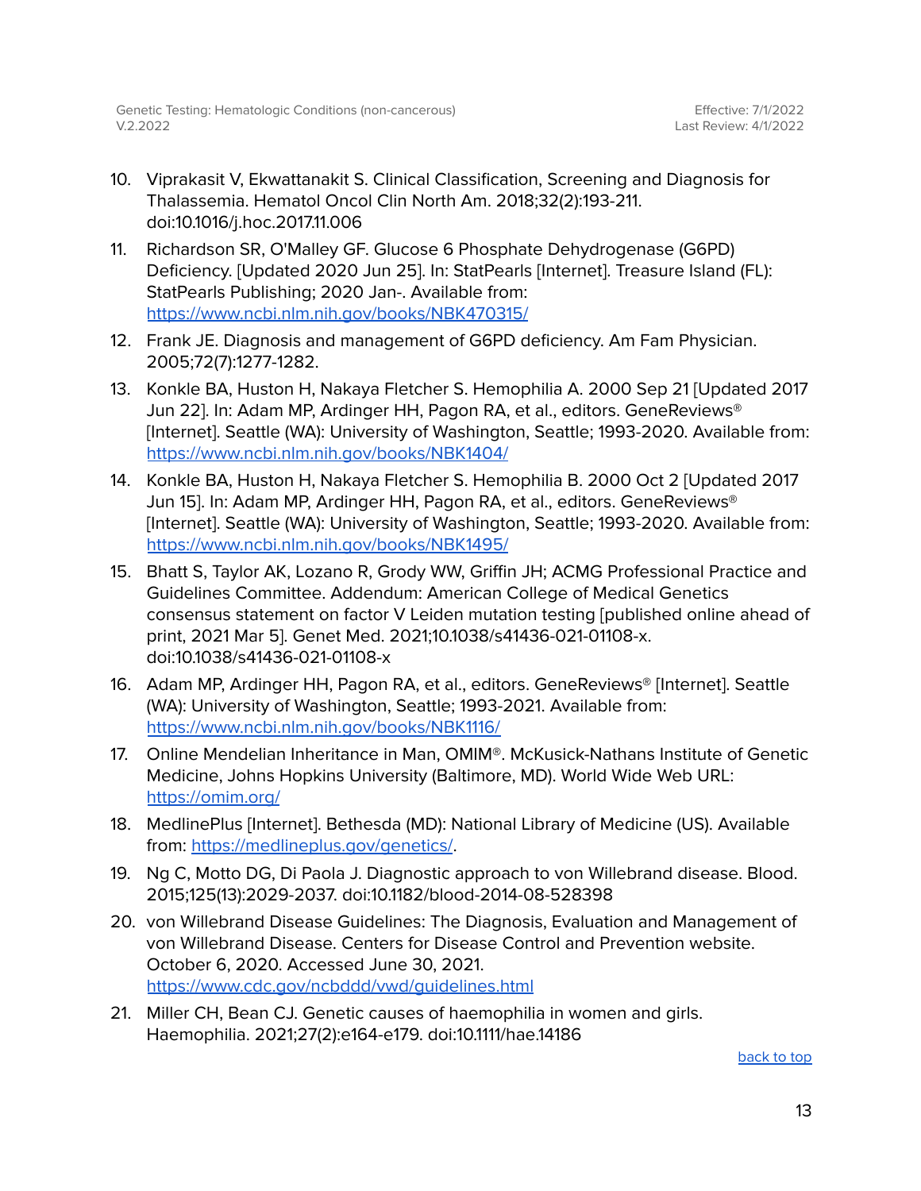10. Viprakasit V, Ekwattanakit S. Clinical Classification, Screening and Diagnosis for Thalassemia. Hematol Oncol Clin North Am. 2018;32(2):193-211. doi:10.1016/j.hoc.2017.11.006
11. Richardson SR, O'Malley GF. Glucose 6 Phosphate Dehydrogenase (G6PD) Deficiency. [Updated 2020 Jun 25]. In: StatPearls [Internet]. Treasure Island (FL): StatPearls Publishing; 2020 Jan-. Available from: https://www.ncbi.nlm.nih.gov/books/NBK470315/
12. Frank JE. Diagnosis and management of G6PD deficiency. Am Fam Physician. 2005;72(7):1277-1282.
13. Konkle BA, Huston H, Nakaya Fletcher S. Hemophilia A. 2000 Sep 21 [Updated 2017 Jun 22]. In: Adam MP, Ardinger HH, Pagon RA, et al., editors. GeneReviews® [Internet]. Seattle (WA): University of Washington, Seattle; 1993-2020. Available from: https://www.ncbi.nlm.nih.gov/books/NBK1404/
14. Konkle BA, Huston H, Nakaya Fletcher S. Hemophilia B. 2000 Oct 2 [Updated 2017 Jun 15]. In: Adam MP, Ardinger HH, Pagon RA, et al., editors. GeneReviews® [Internet]. Seattle (WA): University of Washington, Seattle; 1993-2020. Available from: https://www.ncbi.nlm.nih.gov/books/NBK1495/
15. Bhatt S, Taylor AK, Lozano R, Grody WW, Griffin JH; ACMG Professional Practice and Guidelines Committee. Addendum: American College of Medical Genetics consensus statement on factor V Leiden mutation testing [published online ahead of print, 2021 Mar 5]. Genet Med. 2021;10.1038/s41436-021-01108-x. doi:10.1038/s41436-021-01108-x
16. Adam MP, Ardinger HH, Pagon RA, et al., editors. GeneReviews® [Internet]. Seattle (WA): University of Washington, Seattle; 1993-2021. Available from: https://www.ncbi.nlm.nih.gov/books/NBK1116/
17. Online Mendelian Inheritance in Man, OMIM®. McKusick-Nathans Institute of Genetic Medicine, Johns Hopkins University (Baltimore, MD). World Wide Web URL: https://omim.org/
18. MedlinePlus [Internet]. Bethesda (MD): National Library of Medicine (US). Available from: https://medlineplus.gov/genetics/.
19. Ng C, Motto DG, Di Paola J. Diagnostic approach to von Willebrand disease. Blood. 2015;125(13):2029-2037. doi:10.1182/blood-2014-08-528398
20. von Willebrand Disease Guidelines: The Diagnosis, Evaluation and Management of von Willebrand Disease. Centers for Disease Control and Prevention website. October 6, 2020. Accessed June 30, 2021. https://www.cdc.gov/ncbddd/vwd/guidelines.html
21. Miller CH, Bean CJ. Genetic causes of haemophilia in women and girls. Haemophilia. 2021;27(2):e164-e179. doi:10.1111/hae.14186

back to top